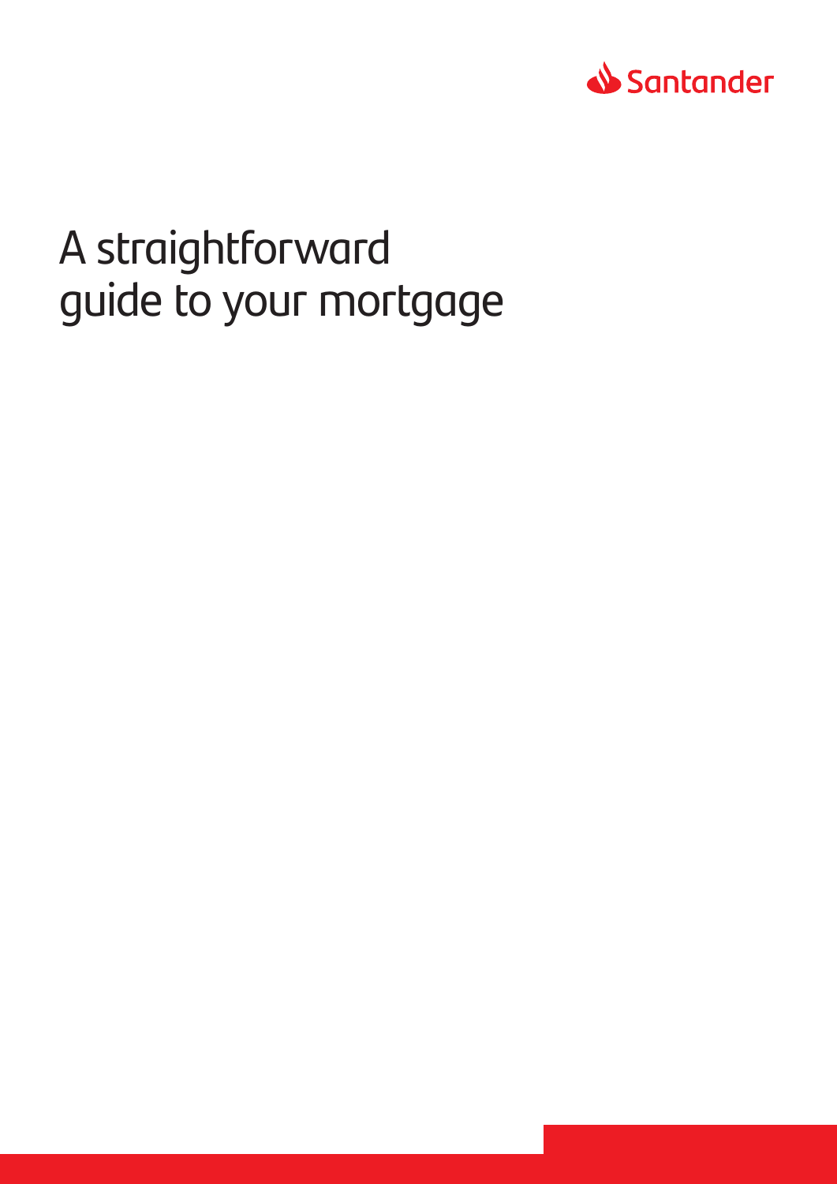Santander

# A straightforward guide to your mortgage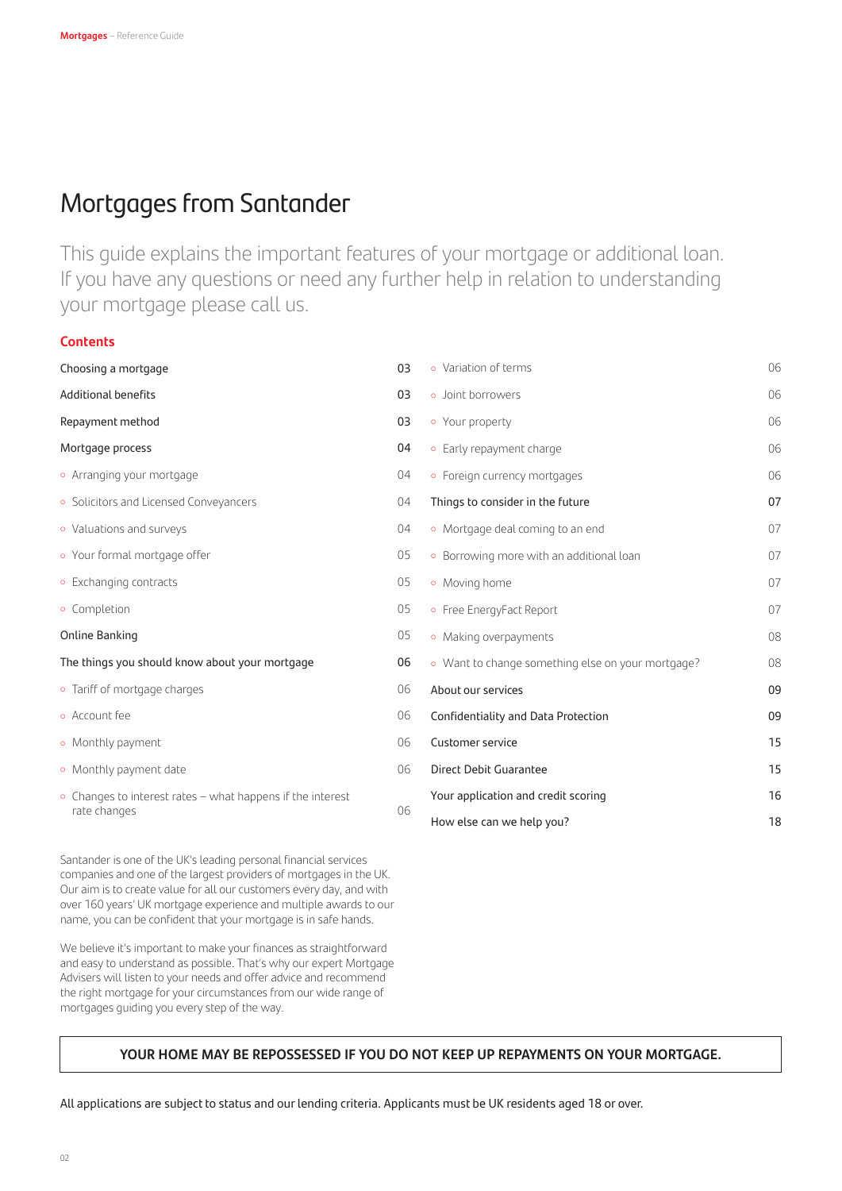# Mortgages from Santander

This guide explains the important features of your mortgage or additional loan. If you have any questions or need any further help in relation to understanding your mortgage please call us.

## Contents

| | |
|---|---|
| Choosing a mortgage | 03 |
| Additional benefits | 03 |
| Repayment method | 03 |
| Mortgage process | 04 |
| ◦ Arranging your mortgage | 04 |
| ◦ Solicitors and Licensed Conveyancers | 04 |
| ◦ Valuations and surveys | 04 |
| ◦ Your formal mortgage offer | 05 |
| ◦ Exchanging contracts | 05 |
| ◦ Completion | 05 |
| Online Banking | 05 |
| The things you should know about your mortgage | 06 |
| ◦ Tariff of mortgage charges | 06 |
| ◦ Account fee | 06 |
| ◦ Monthly payment | 06 |
| ◦ Monthly payment date | 06 |
| ◦ Changes to interest rates – what happens if the interest rate changes | 06 |
| ◦ Variation of terms | 06 |
| ◦ Joint borrowers | 06 |
| ◦ Your property | 06 |
| ◦ Early repayment charge | 06 |
| ◦ Foreign currency mortgages | 06 |
| Things to consider in the future | 07 |
| ◦ Mortgage deal coming to an end | 07 |
| ◦ Borrowing more with an additional loan | 07 |
| ◦ Moving home | 07 |
| ◦ Free EnergyFact Report | 07 |
| ◦ Making overpayments | 08 |
| ◦ Want to change something else on your mortgage? | 08 |
| About our services | 09 |
| Confidentiality and Data Protection | 09 |
| Customer service | 15 |
| Direct Debit Guarantee | 15 |
| Your application and credit scoring | 16 |
| How else can we help you? | 18 |

Santander is one of the UK's leading personal financial services companies and one of the largest providers of mortgages in the UK. Our aim is to create value for all our customers every day, and with over 160 years' UK mortgage experience and multiple awards to our name, you can be confident that your mortgage is in safe hands.

We believe it's important to make your finances as straightforward and easy to understand as possible. That's why our expert Mortgage Advisers will listen to your needs and offer advice and recommend the right mortgage for your circumstances from our wide range of mortgages guiding you every step of the way.

**YOUR HOME MAY BE REPOSSESSED IF YOU DO NOT KEEP UP REPAYMENTS ON YOUR MORTGAGE.**

All applications are subject to status and our lending criteria. Applicants must be UK residents aged 18 or over.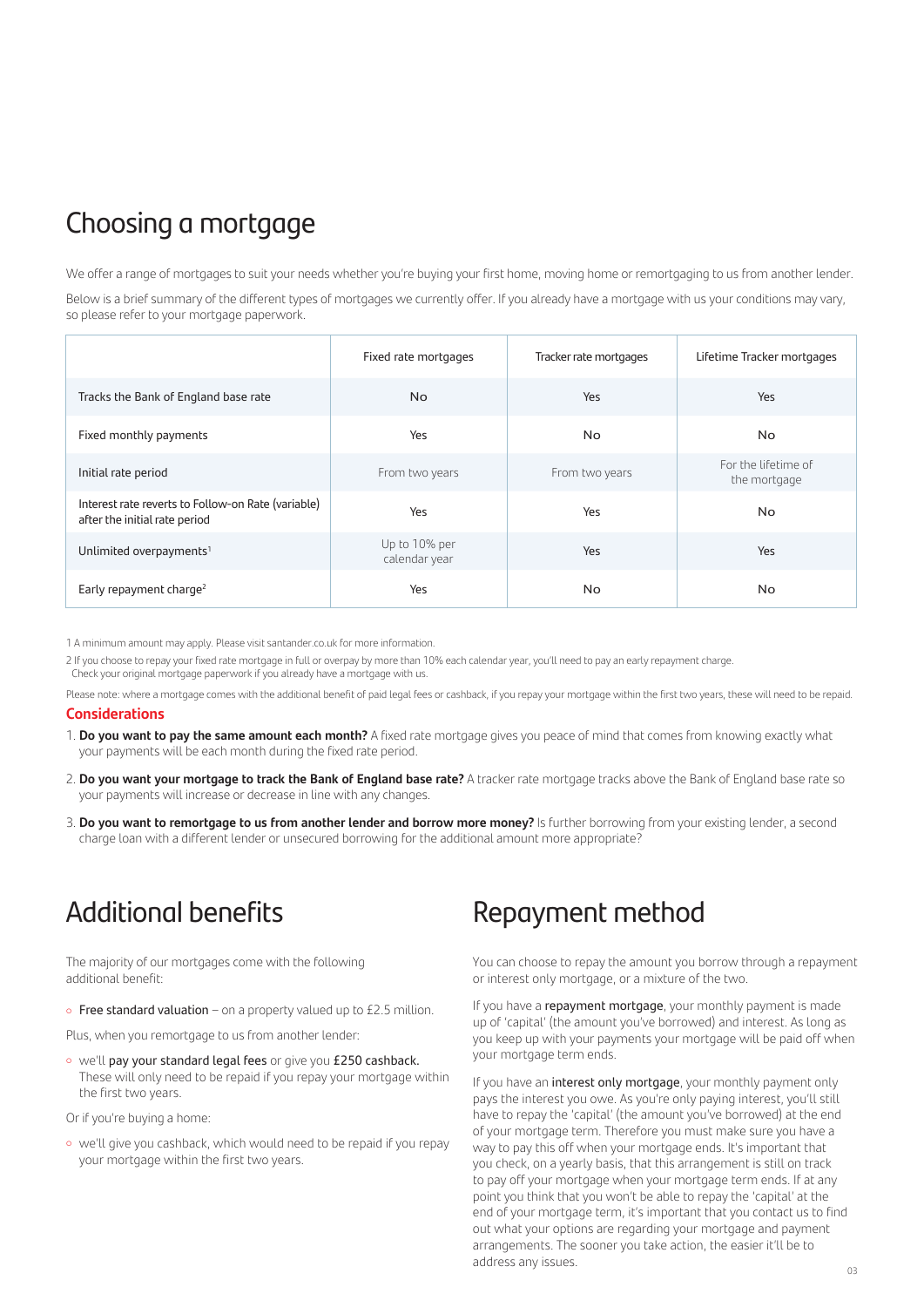# Choosing a mortgage

We offer a range of mortgages to suit your needs whether you're buying your first home, moving home or remortgaging to us from another lender.

Below is a brief summary of the different types of mortgages we currently offer. If you already have a mortgage with us your conditions may vary, so please refer to your mortgage paperwork.

| | Fixed rate mortgages | Tracker rate mortgages | Lifetime Tracker mortgages |
|---|---|---|---|
| Tracks the Bank of England base rate | No | Yes | Yes |
| Fixed monthly payments | Yes | No | No |
| Initial rate period | From two years | From two years | For the lifetime of the mortgage |
| Interest rate reverts to Follow-on Rate (variable) after the initial rate period | Yes | Yes | No |
| Unlimited overpayments[1] | Up to 10% per calendar year | Yes | Yes |
| Early repayment charge[2] | Yes | No | No |

1 A minimum amount may apply. Please visit santander.co.uk for more information.

2 If you choose to repay your fixed rate mortgage in full or overpay by more than 10% each calendar year, you'll need to pay an early repayment charge. Check your original mortgage paperwork if you already have a mortgage with us.

Please note: where a mortgage comes with the additional benefit of paid legal fees or cashback, if you repay your mortgage within the first two years, these will need to be repaid.

### Considerations

1. **Do you want to pay the same amount each month?** A fixed rate mortgage gives you peace of mind that comes from knowing exactly what your payments will be each month during the fixed rate period.
2. **Do you want your mortgage to track the Bank of England base rate?** A tracker rate mortgage tracks above the Bank of England base rate so your payments will increase or decrease in line with any changes.
3. **Do you want to remortgage to us from another lender and borrow more money?** Is further borrowing from your existing lender, a second charge loan with a different lender or unsecured borrowing for the additional amount more appropriate?

# Additional benefits

The majority of our mortgages come with the following additional benefit:

- **Free standard valuation** – on a property valued up to £2.5 million.

Plus, when you remortgage to us from another lender:

- we'll **pay your standard legal fees** or give you **£250 cashback.** These will only need to be repaid if you repay your mortgage within the first two years.

Or if you're buying a home:

- we'll give you cashback, which would need to be repaid if you repay your mortgage within the first two years.

# Repayment method

You can choose to repay the amount you borrow through a repayment or interest only mortgage, or a mixture of the two.

If you have a **repayment mortgage**, your monthly payment is made up of 'capital' (the amount you've borrowed) and interest. As long as you keep up with your payments your mortgage will be paid off when your mortgage term ends.

If you have an **interest only mortgage**, your monthly payment only pays the interest you owe. As you're only paying interest, you'll still have to repay the 'capital' (the amount you've borrowed) at the end of your mortgage term. Therefore you must make sure you have a way to pay this off when your mortgage ends. It's important that you check, on a yearly basis, that this arrangement is still on track to pay off your mortgage when your mortgage term ends. If at any point you think that you won't be able to repay the 'capital' at the end of your mortgage term, it's important that you contact us to find out what your options are regarding your mortgage and payment arrangements. The sooner you take action, the easier it'll be to address any issues.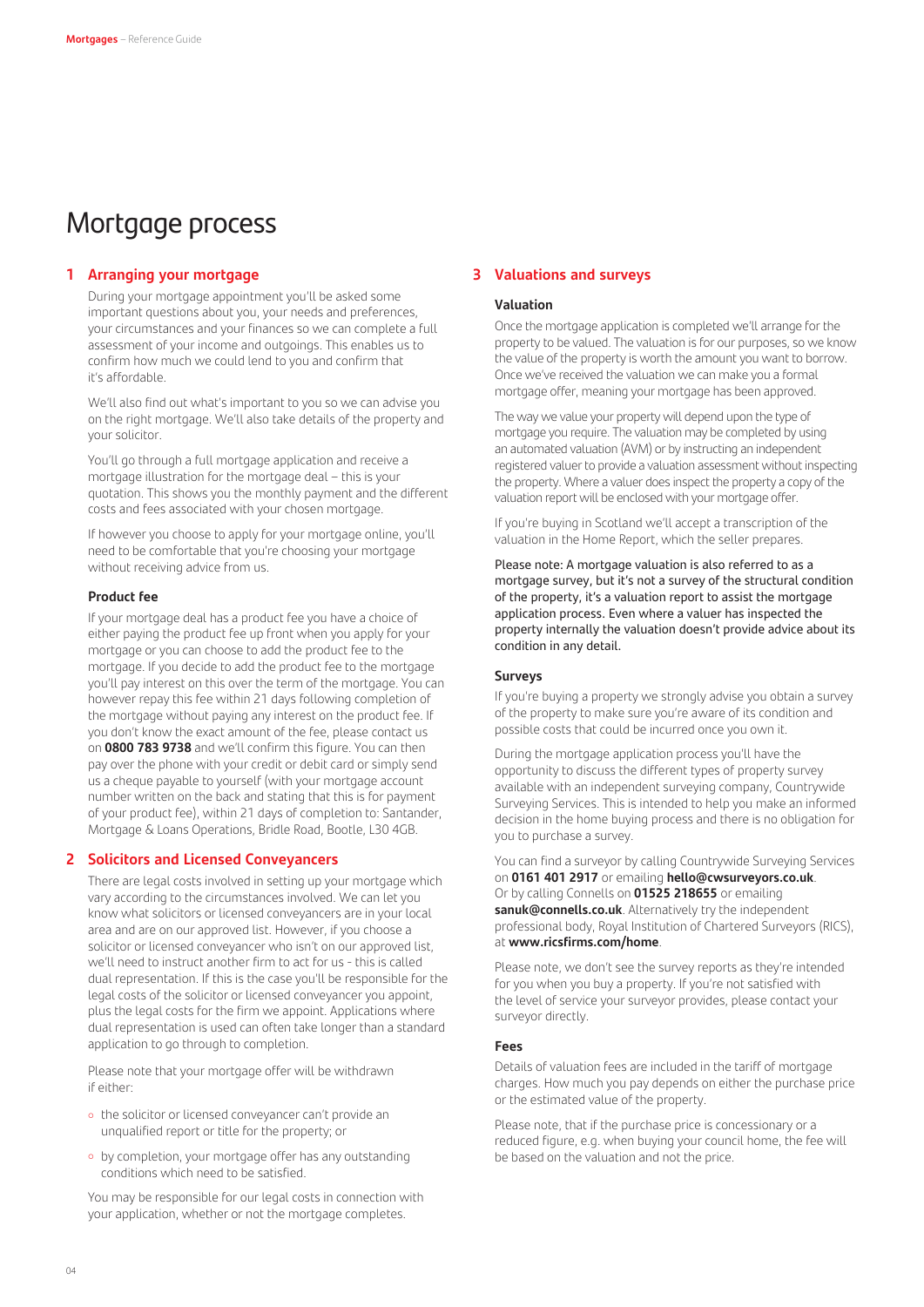# Mortgage process

## 1 Arranging your mortgage

During your mortgage appointment you'll be asked some important questions about you, your needs and preferences, your circumstances and your finances so we can complete a full assessment of your income and outgoings. This enables us to confirm how much we could lend to you and confirm that it's affordable.

We'll also find out what's important to you so we can advise you on the right mortgage. We'll also take details of the property and your solicitor.

You'll go through a full mortgage application and receive a mortgage illustration for the mortgage deal – this is your quotation. This shows you the monthly payment and the different costs and fees associated with your chosen mortgage.

If however you choose to apply for your mortgage online, you'll need to be comfortable that you're choosing your mortgage without receiving advice from us.

### Product fee

If your mortgage deal has a product fee you have a choice of either paying the product fee up front when you apply for your mortgage or you can choose to add the product fee to the mortgage. If you decide to add the product fee to the mortgage you'll pay interest on this over the term of the mortgage. You can however repay this fee within 21 days following completion of the mortgage without paying any interest on the product fee. If you don't know the exact amount of the fee, please contact us on **0800 783 9738** and we'll confirm this figure. You can then pay over the phone with your credit or debit card or simply send us a cheque payable to yourself (with your mortgage account number written on the back and stating that this is for payment of your product fee), within 21 days of completion to: Santander, Mortgage & Loans Operations, Bridle Road, Bootle, L30 4GB.

## 2 Solicitors and Licensed Conveyancers

There are legal costs involved in setting up your mortgage which vary according to the circumstances involved. We can let you know what solicitors or licensed conveyancers are in your local area and are on our approved list. However, if you choose a solicitor or licensed conveyancer who isn't on our approved list, we'll need to instruct another firm to act for us - this is called dual representation. If this is the case you'll be responsible for the legal costs of the solicitor or licensed conveyancer you appoint, plus the legal costs for the firm we appoint. Applications where dual representation is used can often take longer than a standard application to go through to completion.

Please note that your mortgage offer will be withdrawn if either:

- the solicitor or licensed conveyancer can't provide an unqualified report or title for the property; or
- by completion, your mortgage offer has any outstanding conditions which need to be satisfied.

You may be responsible for our legal costs in connection with your application, whether or not the mortgage completes.

## 3 Valuations and surveys

### Valuation

Once the mortgage application is completed we'll arrange for the property to be valued. The valuation is for our purposes, so we know the value of the property is worth the amount you want to borrow. Once we've received the valuation we can make you a formal mortgage offer, meaning your mortgage has been approved.

The way we value your property will depend upon the type of mortgage you require. The valuation may be completed by using an automated valuation (AVM) or by instructing an independent registered valuer to provide a valuation assessment without inspecting the property. Where a valuer does inspect the property a copy of the valuation report will be enclosed with your mortgage offer.

If you're buying in Scotland we'll accept a transcription of the valuation in the Home Report, which the seller prepares.

Please note: A mortgage valuation is also referred to as a mortgage survey, but it's not a survey of the structural condition of the property, it's a valuation report to assist the mortgage application process. Even where a valuer has inspected the property internally the valuation doesn't provide advice about its condition in any detail.

### Surveys

If you're buying a property we strongly advise you obtain a survey of the property to make sure you're aware of its condition and possible costs that could be incurred once you own it.

During the mortgage application process you'll have the opportunity to discuss the different types of property survey available with an independent surveying company, Countrywide Surveying Services. This is intended to help you make an informed decision in the home buying process and there is no obligation for you to purchase a survey.

You can find a surveyor by calling Countrywide Surveying Services on **0161 401 2917** or emailing **hello@cwsurveyors.co.uk**. Or by calling Connells on **01525 218655** or emailing **sanuk@connells.co.uk**. Alternatively try the independent professional body, Royal Institution of Chartered Surveyors (RICS), at **www.ricsfirms.com/home**.

Please note, we don't see the survey reports as they're intended for you when you buy a property. If you're not satisfied with the level of service your surveyor provides, please contact your surveyor directly.

### Fees

Details of valuation fees are included in the tariff of mortgage charges. How much you pay depends on either the purchase price or the estimated value of the property.

Please note, that if the purchase price is concessionary or a reduced figure, e.g. when buying your council home, the fee will be based on the valuation and not the price.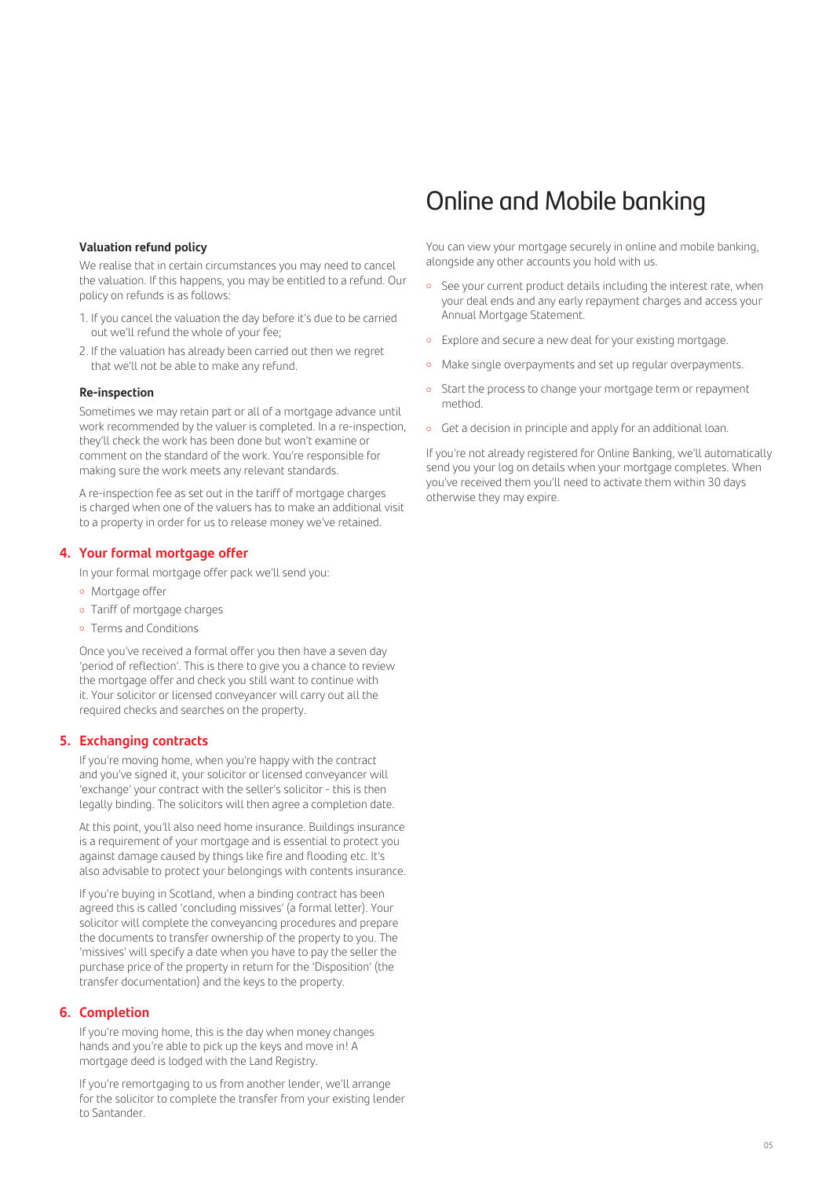### Valuation refund policy

We realise that in certain circumstances you may need to cancel the valuation. If this happens, you may be entitled to a refund. Our policy on refunds is as follows:

1. If you cancel the valuation the day before it's due to be carried out we'll refund the whole of your fee;
2. If the valuation has already been carried out then we regret that we'll not be able to make any refund.

### Re-inspection

Sometimes we may retain part or all of a mortgage advance until work recommended by the valuer is completed. In a re-inspection, they'll check the work has been done but won't examine or comment on the standard of the work. You're responsible for making sure the work meets any relevant standards.

A re-inspection fee as set out in the tariff of mortgage charges is charged when one of the valuers has to make an additional visit to a property in order for us to release money we've retained.

## 4. Your formal mortgage offer

In your formal mortgage offer pack we'll send you:

- Mortgage offer
- Tariff of mortgage charges
- Terms and Conditions

Once you've received a formal offer you then have a seven day 'period of reflection'. This is there to give you a chance to review the mortgage offer and check you still want to continue with it. Your solicitor or licensed conveyancer will carry out all the required checks and searches on the property.

## 5. Exchanging contracts

If you're moving home, when you're happy with the contract and you've signed it, your solicitor or licensed conveyancer will 'exchange' your contract with the seller's solicitor - this is then legally binding. The solicitors will then agree a completion date.

At this point, you'll also need home insurance. Buildings insurance is a requirement of your mortgage and is essential to protect you against damage caused by things like fire and flooding etc. It's also advisable to protect your belongings with contents insurance.

If you're buying in Scotland, when a binding contract has been agreed this is called 'concluding missives' (a formal letter). Your solicitor will complete the conveyancing procedures and prepare the documents to transfer ownership of the property to you. The 'missives' will specify a date when you have to pay the seller the purchase price of the property in return for the 'Disposition' (the transfer documentation) and the keys to the property.

## 6. Completion

If you're moving home, this is the day when money changes hands and you're able to pick up the keys and move in! A mortgage deed is lodged with the Land Registry.

If you're remortgaging to us from another lender, we'll arrange for the solicitor to complete the transfer from your existing lender to Santander.

# Online and Mobile banking

You can view your mortgage securely in online and mobile banking, alongside any other accounts you hold with us.

- See your current product details including the interest rate, when your deal ends and any early repayment charges and access your Annual Mortgage Statement.
- Explore and secure a new deal for your existing mortgage.
- Make single overpayments and set up regular overpayments.
- Start the process to change your mortgage term or repayment method.
- Get a decision in principle and apply for an additional loan.

If you're not already registered for Online Banking, we'll automatically send you your log on details when your mortgage completes. When you've received them you'll need to activate them within 30 days otherwise they may expire.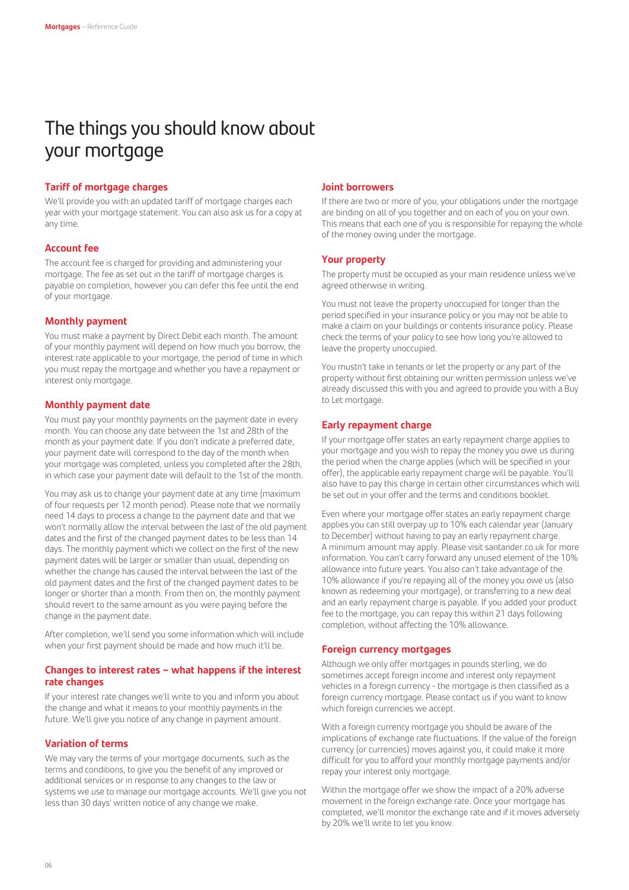# The things you should know about your mortgage

### Tariff of mortgage charges

We'll provide you with an updated tariff of mortgage charges each year with your mortgage statement. You can also ask us for a copy at any time.

### Account fee

The account fee is charged for providing and administering your mortgage. The fee as set out in the tariff of mortgage charges is payable on completion, however you can defer this fee until the end of your mortgage.

### Monthly payment

You must make a payment by Direct Debit each month. The amount of your monthly payment will depend on how much you borrow, the interest rate applicable to your mortgage, the period of time in which you must repay the mortgage and whether you have a repayment or interest only mortgage.

### Monthly payment date

You must pay your monthly payments on the payment date in every month. You can choose any date between the 1st and 28th of the month as your payment date. If you don't indicate a preferred date, your payment date will correspond to the day of the month when your mortgage was completed, unless you completed after the 28th, in which case your payment date will default to the 1st of the month.

You may ask us to change your payment date at any time (maximum of four requests per 12 month period). Please note that we normally need 14 days to process a change to the payment date and that we won't normally allow the interval between the last of the old payment dates and the first of the changed payment dates to be less than 14 days. The monthly payment which we collect on the first of the new payment dates will be larger or smaller than usual, depending on whether the change has caused the interval between the last of the old payment dates and the first of the changed payment dates to be longer or shorter than a month. From then on, the monthly payment should revert to the same amount as you were paying before the change in the payment date.

After completion, we'll send you some information which will include when your first payment should be made and how much it'll be.

### Changes to interest rates – what happens if the interest rate changes

If your interest rate changes we'll write to you and inform you about the change and what it means to your monthly payments in the future. We'll give you notice of any change in payment amount.

### Variation of terms

We may vary the terms of your mortgage documents, such as the terms and conditions, to give you the benefit of any improved or additional services or in response to any changes to the law or systems we use to manage our mortgage accounts. We'll give you not less than 30 days' written notice of any change we make.

### Joint borrowers

If there are two or more of you, your obligations under the mortgage are binding on all of you together and on each of you on your own. This means that each one of you is responsible for repaying the whole of the money owing under the mortgage.

### Your property

The property must be occupied as your main residence unless we've agreed otherwise in writing.

You must not leave the property unoccupied for longer than the period specified in your insurance policy or you may not be able to make a claim on your buildings or contents insurance policy. Please check the terms of your policy to see how long you're allowed to leave the property unoccupied.

You mustn't take in tenants or let the property or any part of the property without first obtaining our written permission unless we've already discussed this with you and agreed to provide you with a Buy to Let mortgage.

### Early repayment charge

If your mortgage offer states an early repayment charge applies to your mortgage and you wish to repay the money you owe us during the period when the charge applies (which will be specified in your offer), the applicable early repayment charge will be payable. You'll also have to pay this charge in certain other circumstances which will be set out in your offer and the terms and conditions booklet.

Even where your mortgage offer states an early repayment charge applies you can still overpay up to 10% each calendar year (January to December) without having to pay an early repayment charge. A minimum amount may apply. Please visit santander.co.uk for more information. You can't carry forward any unused element of the 10% allowance into future years. You also can't take advantage of the 10% allowance if you're repaying all of the money you owe us (also known as redeeming your mortgage), or transferring to a new deal and an early repayment charge is payable. If you added your product fee to the mortgage, you can repay this within 21 days following completion, without affecting the 10% allowance.

### Foreign currency mortgages

Although we only offer mortgages in pounds sterling, we do sometimes accept foreign income and interest only repayment vehicles in a foreign currency - the mortgage is then classified as a foreign currency mortgage. Please contact us if you want to know which foreign currencies we accept.

With a foreign currency mortgage you should be aware of the implications of exchange rate fluctuations. If the value of the foreign currency (or currencies) moves against you, it could make it more difficult for you to afford your monthly mortgage payments and/or repay your interest only mortgage.

Within the mortgage offer we show the impact of a 20% adverse movement in the foreign exchange rate. Once your mortgage has completed, we'll monitor the exchange rate and if it moves adversely by 20% we'll write to let you know.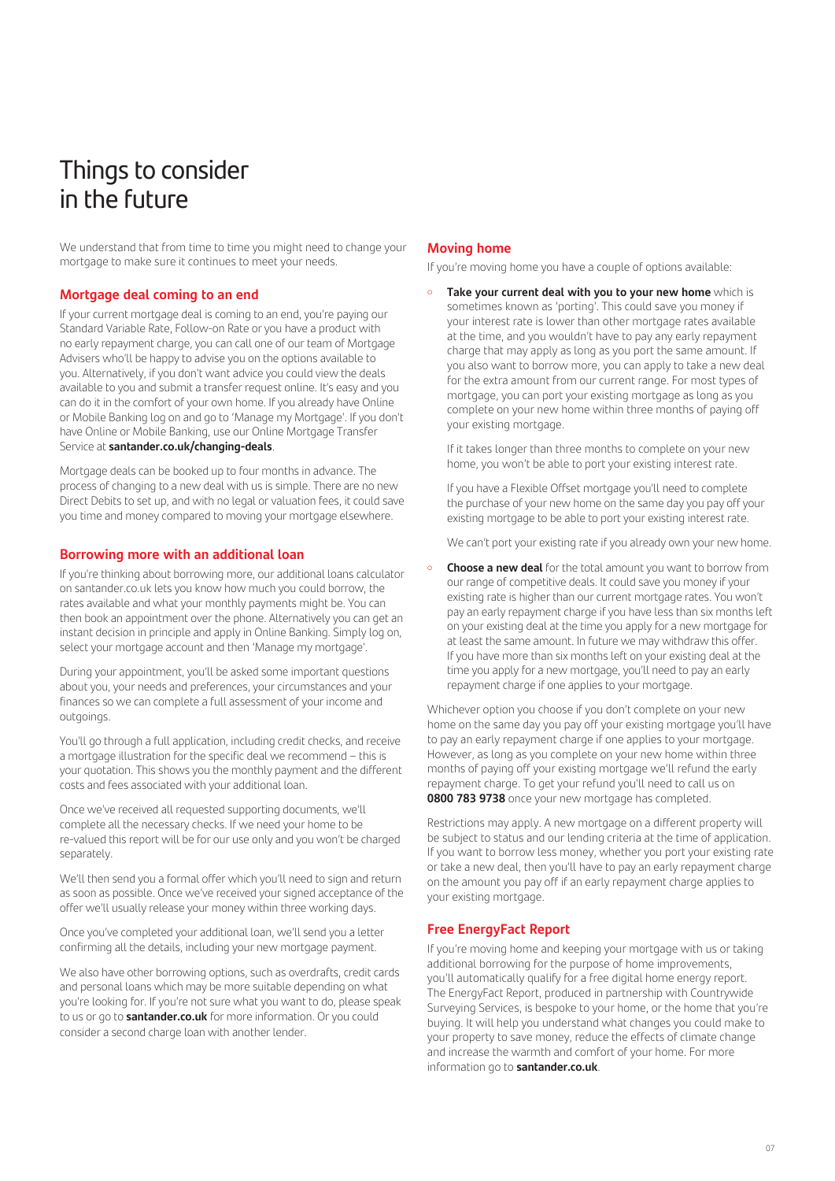# Things to consider in the future

We understand that from time to time you might need to change your mortgage to make sure it continues to meet your needs.

## Mortgage deal coming to an end

If your current mortgage deal is coming to an end, you're paying our Standard Variable Rate, Follow-on Rate or you have a product with no early repayment charge, you can call one of our team of Mortgage Advisers who'll be happy to advise you on the options available to you. Alternatively, if you don't want advice you could view the deals available to you and submit a transfer request online. It's easy and you can do it in the comfort of your own home. If you already have Online or Mobile Banking log on and go to 'Manage my Mortgage'. If you don't have Online or Mobile Banking, use our Online Mortgage Transfer Service at **santander.co.uk/changing-deals**.

Mortgage deals can be booked up to four months in advance. The process of changing to a new deal with us is simple. There are no new Direct Debits to set up, and with no legal or valuation fees, it could save you time and money compared to moving your mortgage elsewhere.

## Borrowing more with an additional loan

If you're thinking about borrowing more, our additional loans calculator on santander.co.uk lets you know how much you could borrow, the rates available and what your monthly payments might be. You can then book an appointment over the phone. Alternatively you can get an instant decision in principle and apply in Online Banking. Simply log on, select your mortgage account and then 'Manage my mortgage'.

During your appointment, you'll be asked some important questions about you, your needs and preferences, your circumstances and your finances so we can complete a full assessment of your income and outgoings.

You'll go through a full application, including credit checks, and receive a mortgage illustration for the specific deal we recommend – this is your quotation. This shows you the monthly payment and the different costs and fees associated with your additional loan.

Once we've received all requested supporting documents, we'll complete all the necessary checks. If we need your home to be re-valued this report will be for our use only and you won't be charged separately.

We'll then send you a formal offer which you'll need to sign and return as soon as possible. Once we've received your signed acceptance of the offer we'll usually release your money within three working days.

Once you've completed your additional loan, we'll send you a letter confirming all the details, including your new mortgage payment.

We also have other borrowing options, such as overdrafts, credit cards and personal loans which may be more suitable depending on what you're looking for. If you're not sure what you want to do, please speak to us or go to **santander.co.uk** for more information. Or you could consider a second charge loan with another lender.

## Moving home

If you're moving home you have a couple of options available:

- **Take your current deal with you to your new home** which is sometimes known as 'porting'. This could save you money if your interest rate is lower than other mortgage rates available at the time, and you wouldn't have to pay any early repayment charge that may apply as long as you port the same amount. If you also want to borrow more, you can apply to take a new deal for the extra amount from our current range. For most types of mortgage, you can port your existing mortgage as long as you complete on your new home within three months of paying off your existing mortgage.

  If it takes longer than three months to complete on your new home, you won't be able to port your existing interest rate.

  If you have a Flexible Offset mortgage you'll need to complete the purchase of your new home on the same day you pay off your existing mortgage to be able to port your existing interest rate.

  We can't port your existing rate if you already own your new home.

- **Choose a new deal** for the total amount you want to borrow from our range of competitive deals. It could save you money if your existing rate is higher than our current mortgage rates. You won't pay an early repayment charge if you have less than six months left on your existing deal at the time you apply for a new mortgage for at least the same amount. In future we may withdraw this offer. If you have more than six months left on your existing deal at the time you apply for a new mortgage, you'll need to pay an early repayment charge if one applies to your mortgage.

Whichever option you choose if you don't complete on your new home on the same day you pay off your existing mortgage you'll have to pay an early repayment charge if one applies to your mortgage. However, as long as you complete on your new home within three months of paying off your existing mortgage we'll refund the early repayment charge. To get your refund you'll need to call us on **0800 783 9738** once your new mortgage has completed.

Restrictions may apply. A new mortgage on a different property will be subject to status and our lending criteria at the time of application. If you want to borrow less money, whether you port your existing rate or take a new deal, then you'll have to pay an early repayment charge on the amount you pay off if an early repayment charge applies to your existing mortgage.

## Free EnergyFact Report

If you're moving home and keeping your mortgage with us or taking additional borrowing for the purpose of home improvements, you'll automatically qualify for a free digital home energy report. The EnergyFact Report, produced in partnership with Countrywide Surveying Services, is bespoke to your home, or the home that you're buying. It will help you understand what changes you could make to your property to save money, reduce the effects of climate change and increase the warmth and comfort of your home. For more information go to **santander.co.uk**.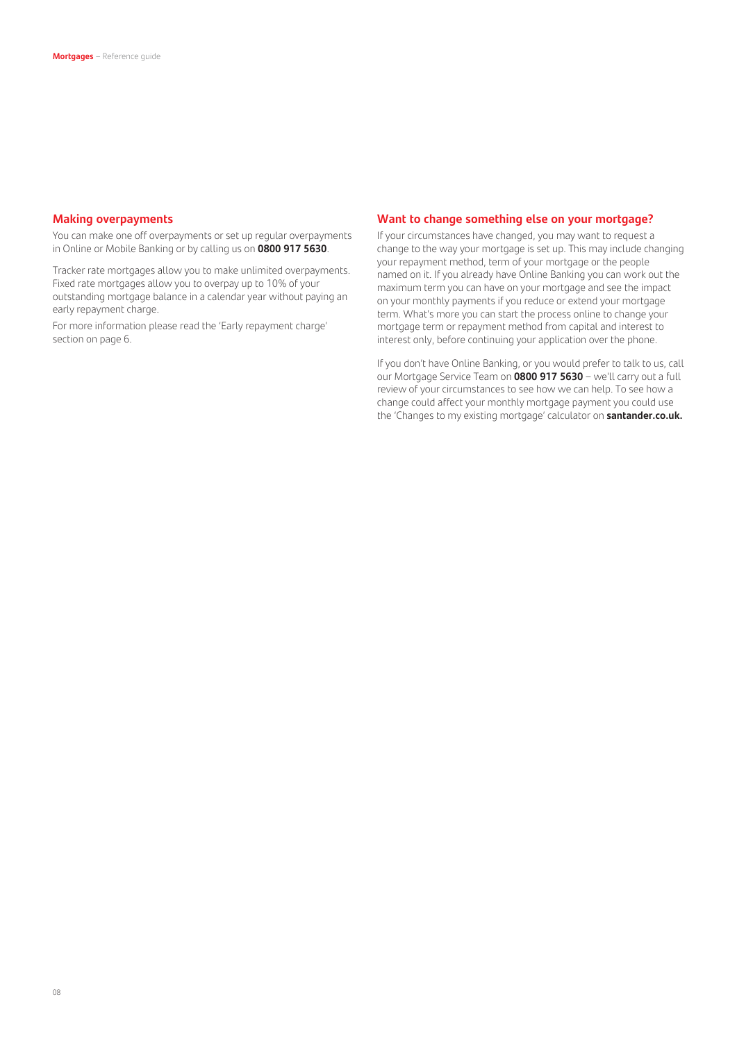## Making overpayments

You can make one off overpayments or set up regular overpayments in Online or Mobile Banking or by calling us on **0800 917 5630**.

Tracker rate mortgages allow you to make unlimited overpayments. Fixed rate mortgages allow you to overpay up to 10% of your outstanding mortgage balance in a calendar year without paying an early repayment charge.

For more information please read the 'Early repayment charge' section on page 6.

## Want to change something else on your mortgage?

If your circumstances have changed, you may want to request a change to the way your mortgage is set up. This may include changing your repayment method, term of your mortgage or the people named on it. If you already have Online Banking you can work out the maximum term you can have on your mortgage and see the impact on your monthly payments if you reduce or extend your mortgage term. What's more you can start the process online to change your mortgage term or repayment method from capital and interest to interest only, before continuing your application over the phone.

If you don't have Online Banking, or you would prefer to talk to us, call our Mortgage Service Team on **0800 917 5630** – we'll carry out a full review of your circumstances to see how we can help. To see how a change could affect your monthly mortgage payment you could use the 'Changes to my existing mortgage' calculator on **santander.co.uk.**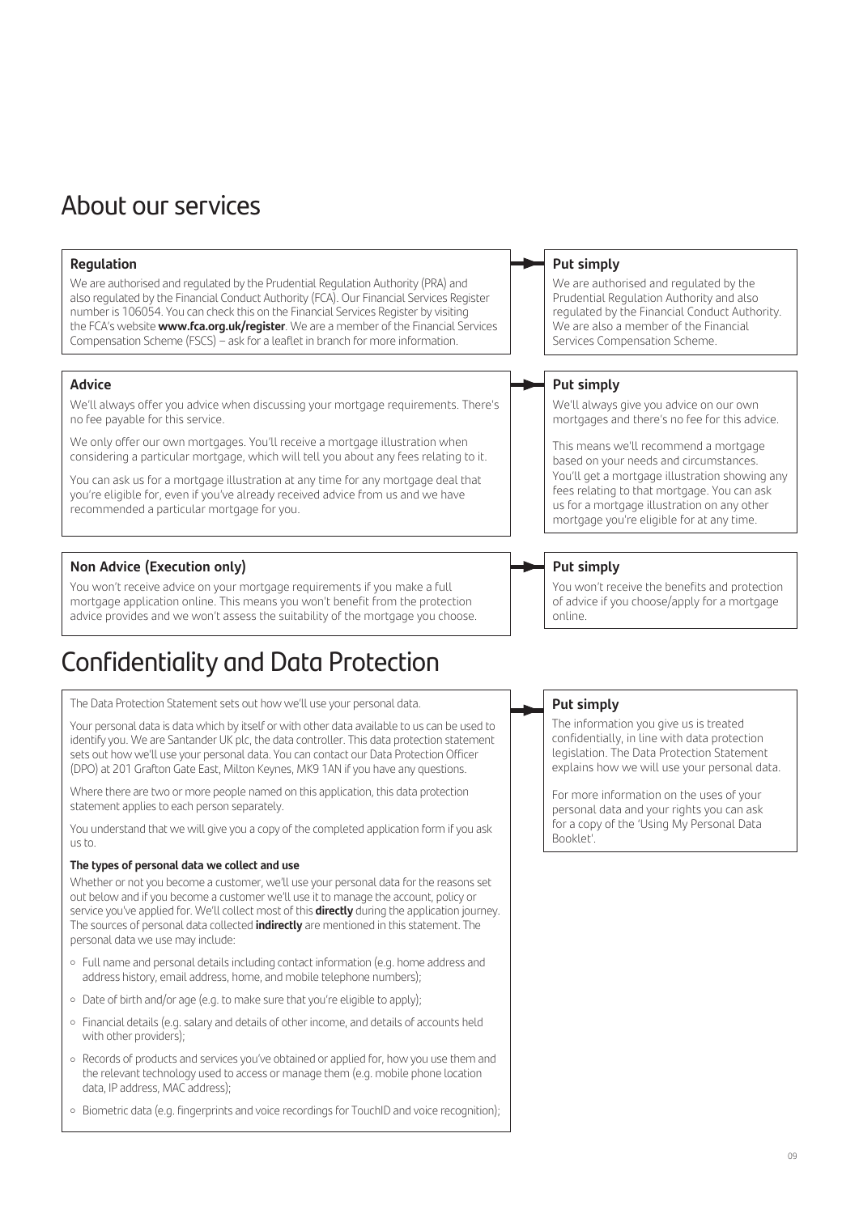## About our services

### Regulation

We are authorised and regulated by the Prudential Regulation Authority (PRA) and also regulated by the Financial Conduct Authority (FCA). Our Financial Services Register number is 106054. You can check this on the Financial Services Register by visiting the FCA's website **www.fca.org.uk/register**. We are a member of the Financial Services Compensation Scheme (FSCS) – ask for a leaflet in branch for more information.

**Put simply**

We are authorised and regulated by the Prudential Regulation Authority and also regulated by the Financial Conduct Authority. We are also a member of the Financial Services Compensation Scheme.

### Advice

We'll always offer you advice when discussing your mortgage requirements. There's no fee payable for this service.

We only offer our own mortgages. You'll receive a mortgage illustration when considering a particular mortgage, which will tell you about any fees relating to it.

You can ask us for a mortgage illustration at any time for any mortgage deal that you're eligible for, even if you've already received advice from us and we have recommended a particular mortgage for you.

**Put simply**

We'll always give you advice on our own mortgages and there's no fee for this advice.

This means we'll recommend a mortgage based on your needs and circumstances. You'll get a mortgage illustration showing any fees relating to that mortgage. You can ask us for a mortgage illustration on any other mortgage you're eligible for at any time.

### Non Advice (Execution only)

You won't receive advice on your mortgage requirements if you make a full mortgage application online. This means you won't benefit from the protection advice provides and we won't assess the suitability of the mortgage you choose.

**Put simply**

You won't receive the benefits and protection of advice if you choose/apply for a mortgage online.

## Confidentiality and Data Protection

The Data Protection Statement sets out how we'll use your personal data.

Your personal data is data which by itself or with other data available to us can be used to identify you. We are Santander UK plc, the data controller. This data protection statement sets out how we'll use your personal data. You can contact our Data Protection Officer (DPO) at 201 Grafton Gate East, Milton Keynes, MK9 1AN if you have any questions.

Where there are two or more people named on this application, this data protection statement applies to each person separately.

You understand that we will give you a copy of the completed application form if you ask us to.

**The types of personal data we collect and use**

Whether or not you become a customer, we'll use your personal data for the reasons set out below and if you become a customer we'll use it to manage the account, policy or service you've applied for. We'll collect most of this **directly** during the application journey. The sources of personal data collected **indirectly** are mentioned in this statement. The personal data we use may include:

- Full name and personal details including contact information (e.g. home address and address history, email address, home, and mobile telephone numbers);
- Date of birth and/or age (e.g. to make sure that you're eligible to apply);
- Financial details (e.g. salary and details of other income, and details of accounts held with other providers);
- Records of products and services you've obtained or applied for, how you use them and the relevant technology used to access or manage them (e.g. mobile phone location data, IP address, MAC address);
- Biometric data (e.g. fingerprints and voice recordings for TouchID and voice recognition);

**Put simply**

The information you give us is treated confidentially, in line with data protection legislation. The Data Protection Statement explains how we will use your personal data.

For more information on the uses of your personal data and your rights you can ask for a copy of the 'Using My Personal Data Booklet'.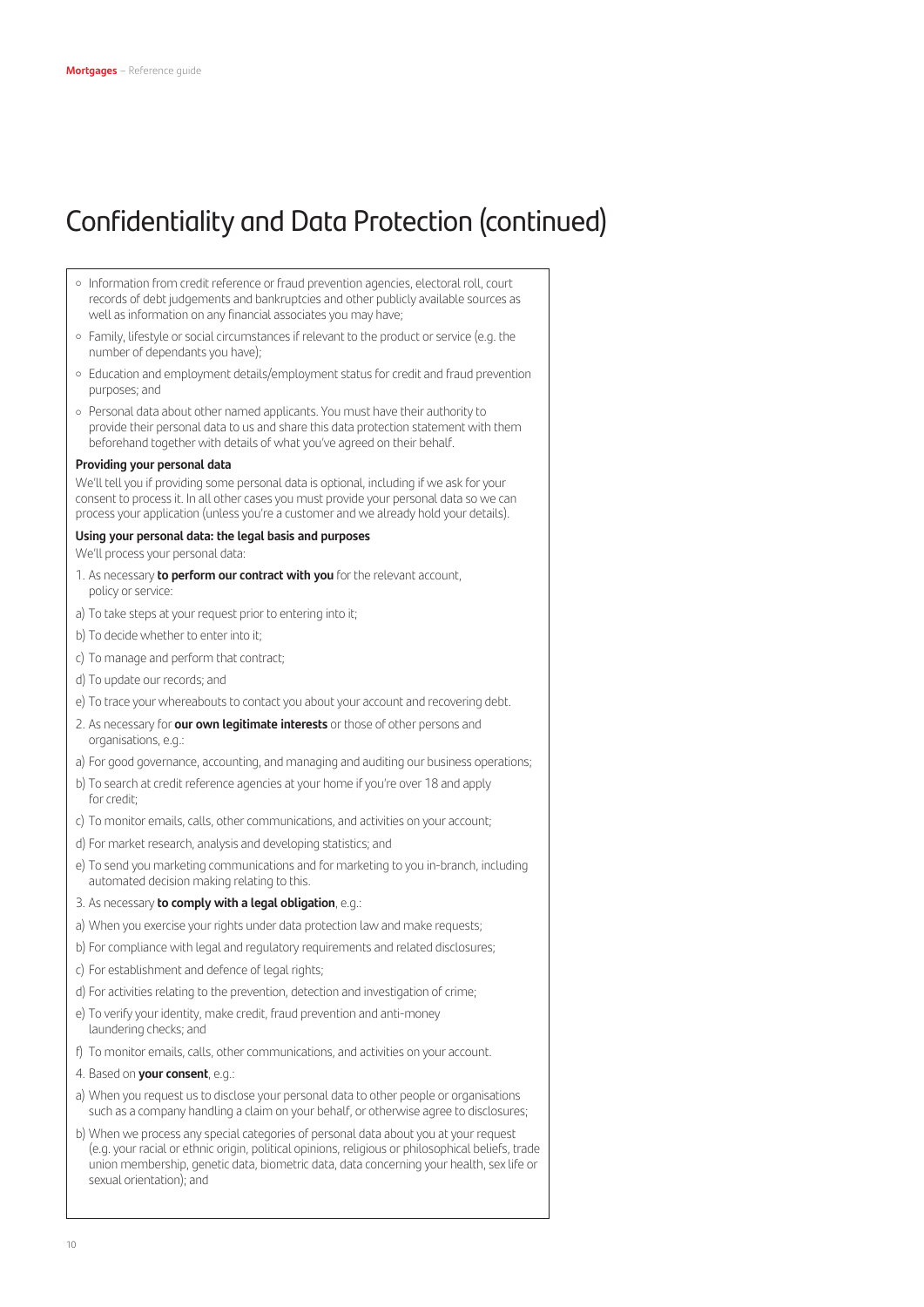# Confidentiality and Data Protection (continued)

- Information from credit reference or fraud prevention agencies, electoral roll, court records of debt judgements and bankruptcies and other publicly available sources as well as information on any financial associates you may have;
- Family, lifestyle or social circumstances if relevant to the product or service (e.g. the number of dependants you have);
- Education and employment details/employment status for credit and fraud prevention purposes; and
- Personal data about other named applicants. You must have their authority to provide their personal data to us and share this data protection statement with them beforehand together with details of what you've agreed on their behalf.

**Providing your personal data**

We'll tell you if providing some personal data is optional, including if we ask for your consent to process it. In all other cases you must provide your personal data so we can process your application (unless you're a customer and we already hold your details).

**Using your personal data: the legal basis and purposes**

We'll process your personal data:

1. As necessary **to perform our contract with you** for the relevant account, policy or service:

a) To take steps at your request prior to entering into it;

b) To decide whether to enter into it;

c) To manage and perform that contract;

d) To update our records; and

e) To trace your whereabouts to contact you about your account and recovering debt.

2. As necessary for **our own legitimate interests** or those of other persons and organisations, e.g.:

a) For good governance, accounting, and managing and auditing our business operations;

b) To search at credit reference agencies at your home if you're over 18 and apply for credit;

c) To monitor emails, calls, other communications, and activities on your account;

d) For market research, analysis and developing statistics; and

e) To send you marketing communications and for marketing to you in-branch, including automated decision making relating to this.

3. As necessary **to comply with a legal obligation**, e.g.:

a) When you exercise your rights under data protection law and make requests;

b) For compliance with legal and regulatory requirements and related disclosures;

c) For establishment and defence of legal rights;

d) For activities relating to the prevention, detection and investigation of crime;

e) To verify your identity, make credit, fraud prevention and anti-money laundering checks; and

f) To monitor emails, calls, other communications, and activities on your account.

4. Based on **your consent**, e.g.:

a) When you request us to disclose your personal data to other people or organisations such as a company handling a claim on your behalf, or otherwise agree to disclosures;

b) When we process any special categories of personal data about you at your request (e.g. your racial or ethnic origin, political opinions, religious or philosophical beliefs, trade union membership, genetic data, biometric data, data concerning your health, sex life or sexual orientation); and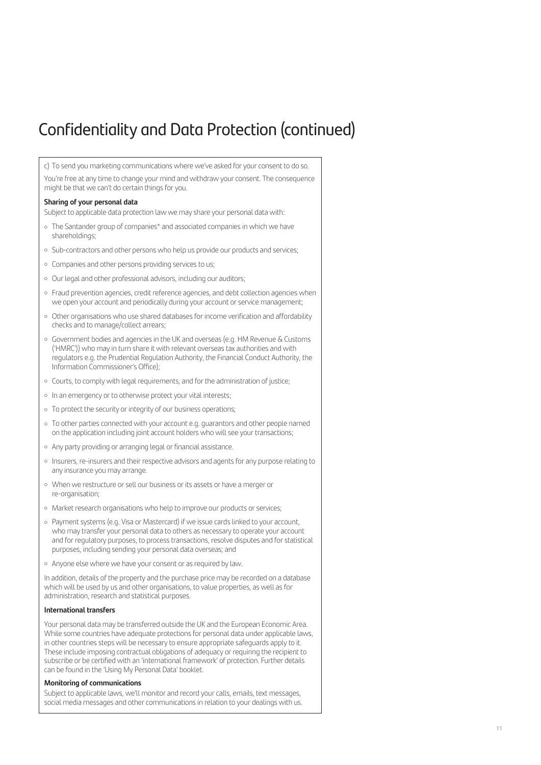# Confidentiality and Data Protection (continued)

c) To send you marketing communications where we've asked for your consent to do so.

You're free at any time to change your mind and withdraw your consent. The consequence might be that we can't do certain things for you.

**Sharing of your personal data**

Subject to applicable data protection law we may share your personal data with:

- The Santander group of companies* and associated companies in which we have shareholdings;
- Sub-contractors and other persons who help us provide our products and services;
- Companies and other persons providing services to us;
- Our legal and other professional advisors, including our auditors;
- Fraud prevention agencies, credit reference agencies, and debt collection agencies when we open your account and periodically during your account or service management;
- Other organisations who use shared databases for income verification and affordability checks and to manage/collect arrears;
- Government bodies and agencies in the UK and overseas (e.g. HM Revenue & Customs ('HMRC')) who may in turn share it with relevant overseas tax authorities and with regulators e.g. the Prudential Regulation Authority, the Financial Conduct Authority, the Information Commissioner's Office);
- Courts, to comply with legal requirements, and for the administration of justice;
- In an emergency or to otherwise protect your vital interests;
- To protect the security or integrity of our business operations;
- To other parties connected with your account e.g. guarantors and other people named on the application including joint account holders who will see your transactions;
- Any party providing or arranging legal or financial assistance.
- Insurers, re-insurers and their respective advisors and agents for any purpose relating to any insurance you may arrange.
- When we restructure or sell our business or its assets or have a merger or re-organisation;
- Market research organisations who help to improve our products or services;
- Payment systems (e.g. Visa or Mastercard) if we issue cards linked to your account, who may transfer your personal data to others as necessary to operate your account and for regulatory purposes, to process transactions, resolve disputes and for statistical purposes, including sending your personal data overseas; and
- Anyone else where we have your consent or as required by law.

In addition, details of the property and the purchase price may be recorded on a database which will be used by us and other organisations, to value properties, as well as for administration, research and statistical purposes.

**International transfers**

Your personal data may be transferred outside the UK and the European Economic Area. While some countries have adequate protections for personal data under applicable laws, in other countries steps will be necessary to ensure appropriate safeguards apply to it. These include imposing contractual obligations of adequacy or requiring the recipient to subscribe or be certified with an 'international framework' of protection. Further details can be found in the 'Using My Personal Data' booklet.

**Monitoring of communications**

Subject to applicable laws, we'll monitor and record your calls, emails, text messages, social media messages and other communications in relation to your dealings with us.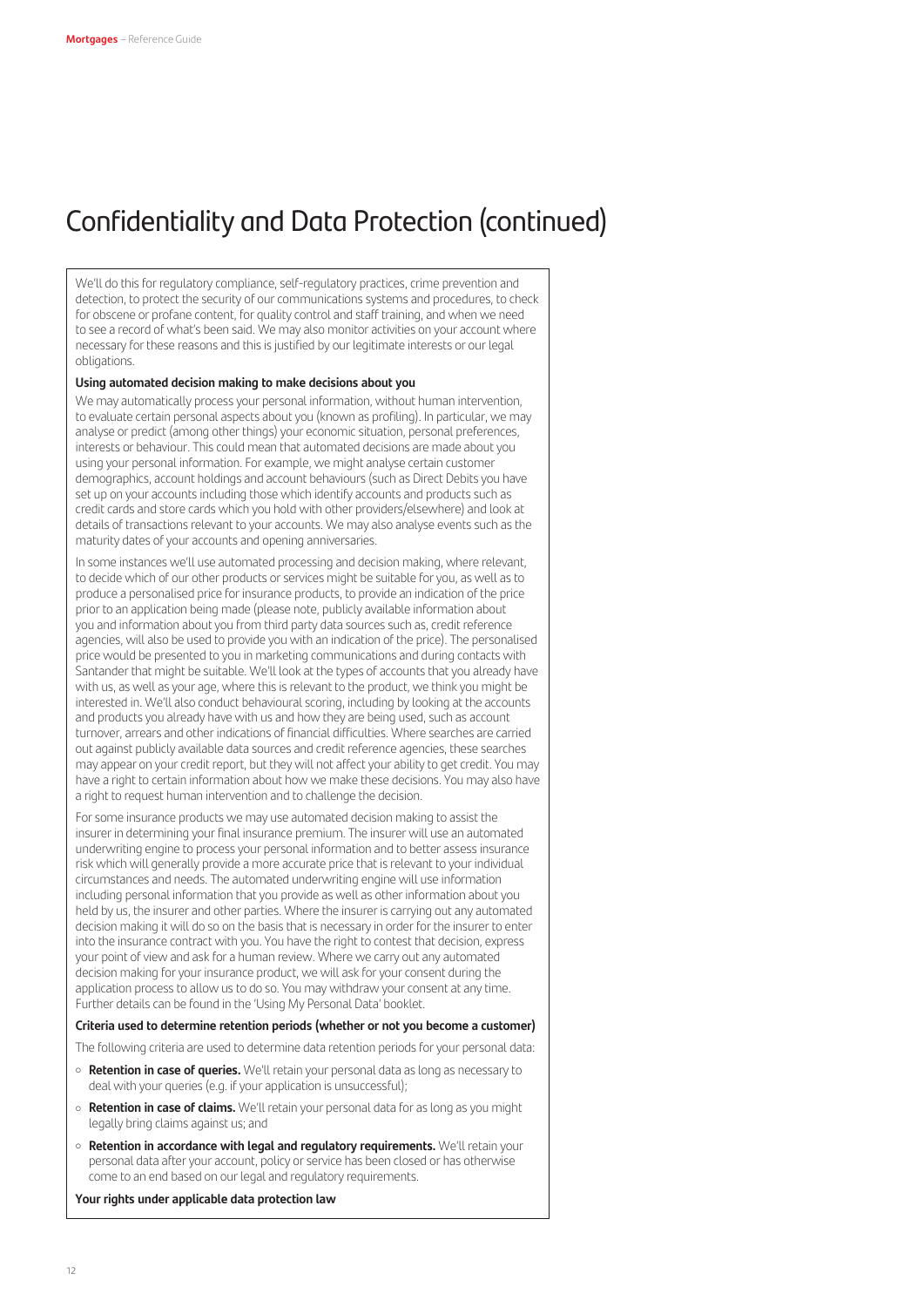# Confidentiality and Data Protection (continued)

We'll do this for regulatory compliance, self-regulatory practices, crime prevention and detection, to protect the security of our communications systems and procedures, to check for obscene or profane content, for quality control and staff training, and when we need to see a record of what's been said. We may also monitor activities on your account where necessary for these reasons and this is justified by our legitimate interests or our legal obligations.

**Using automated decision making to make decisions about you**

We may automatically process your personal information, without human intervention, to evaluate certain personal aspects about you (known as profiling). In particular, we may analyse or predict (among other things) your economic situation, personal preferences, interests or behaviour. This could mean that automated decisions are made about you using your personal information. For example, we might analyse certain customer demographics, account holdings and account behaviours (such as Direct Debits you have set up on your accounts including those which identify accounts and products such as credit cards and store cards which you hold with other providers/elsewhere) and look at details of transactions relevant to your accounts. We may also analyse events such as the maturity dates of your accounts and opening anniversaries.

In some instances we'll use automated processing and decision making, where relevant, to decide which of our other products or services might be suitable for you, as well as to produce a personalised price for insurance products, to provide an indication of the price prior to an application being made (please note, publicly available information about you and information about you from third party data sources such as, credit reference agencies, will also be used to provide you with an indication of the price). The personalised price would be presented to you in marketing communications and during contacts with Santander that might be suitable. We'll look at the types of accounts that you already have with us, as well as your age, where this is relevant to the product, we think you might be interested in. We'll also conduct behavioural scoring, including by looking at the accounts and products you already have with us and how they are being used, such as account turnover, arrears and other indications of financial difficulties. Where searches are carried out against publicly available data sources and credit reference agencies, these searches may appear on your credit report, but they will not affect your ability to get credit. You may have a right to certain information about how we make these decisions. You may also have a right to request human intervention and to challenge the decision.

For some insurance products we may use automated decision making to assist the insurer in determining your final insurance premium. The insurer will use an automated underwriting engine to process your personal information and to better assess insurance risk which will generally provide a more accurate price that is relevant to your individual circumstances and needs. The automated underwriting engine will use information including personal information that you provide as well as other information about you held by us, the insurer and other parties. Where the insurer is carrying out any automated decision making it will do so on the basis that is necessary in order for the insurer to enter into the insurance contract with you. You have the right to contest that decision, express your point of view and ask for a human review. Where we carry out any automated decision making for your insurance product, we will ask for your consent during the application process to allow us to do so. You may withdraw your consent at any time. Further details can be found in the 'Using My Personal Data' booklet.

**Criteria used to determine retention periods (whether or not you become a customer)**

The following criteria are used to determine data retention periods for your personal data:

- **Retention in case of queries.** We'll retain your personal data as long as necessary to deal with your queries (e.g. if your application is unsuccessful);
- **Retention in case of claims.** We'll retain your personal data for as long as you might legally bring claims against us; and
- **Retention in accordance with legal and regulatory requirements.** We'll retain your personal data after your account, policy or service has been closed or has otherwise come to an end based on our legal and regulatory requirements.

**Your rights under applicable data protection law**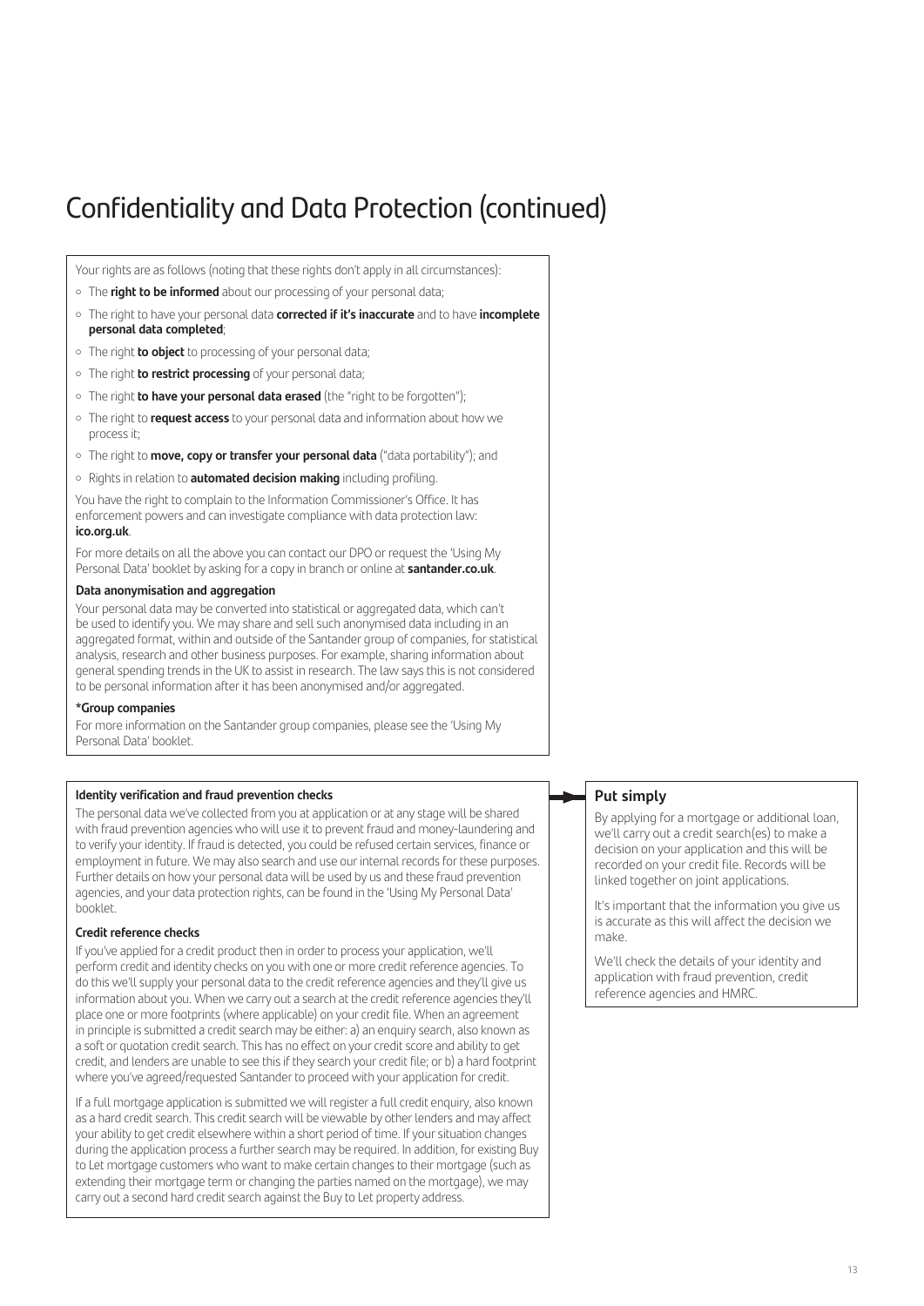# Confidentiality and Data Protection (continued)

Your rights are as follows (noting that these rights don't apply in all circumstances):

- The **right to be informed** about our processing of your personal data;
- The right to have your personal data **corrected if it's inaccurate** and to have **incomplete personal data completed**;
- The right **to object** to processing of your personal data;
- The right **to restrict processing** of your personal data;
- The right **to have your personal data erased** (the "right to be forgotten");
- The right to **request access** to your personal data and information about how we process it;
- The right to **move, copy or transfer your personal data** ("data portability"); and
- Rights in relation to **automated decision making** including profiling.

You have the right to complain to the Information Commissioner's Office. It has enforcement powers and can investigate compliance with data protection law: **ico.org.uk**.

For more details on all the above you can contact our DPO or request the 'Using My Personal Data' booklet by asking for a copy in branch or online at **santander.co.uk**.

**Data anonymisation and aggregation**

Your personal data may be converted into statistical or aggregated data, which can't be used to identify you. We may share and sell such anonymised data including in an aggregated format, within and outside of the Santander group of companies, for statistical analysis, research and other business purposes. For example, sharing information about general spending trends in the UK to assist in research. The law says this is not considered to be personal information after it has been anonymised and/or aggregated.

**\*Group companies**

For more information on the Santander group companies, please see the 'Using My Personal Data' booklet.

**Identity verification and fraud prevention checks**

The personal data we've collected from you at application or at any stage will be shared with fraud prevention agencies who will use it to prevent fraud and money-laundering and to verify your identity. If fraud is detected, you could be refused certain services, finance or employment in future. We may also search and use our internal records for these purposes. Further details on how your personal data will be used by us and these fraud prevention agencies, and your data protection rights, can be found in the 'Using My Personal Data' booklet.

**Credit reference checks**

If you've applied for a credit product then in order to process your application, we'll perform credit and identity checks on you with one or more credit reference agencies. To do this we'll supply your personal data to the credit reference agencies and they'll give us information about you. When we carry out a search at the credit reference agencies they'll place one or more footprints (where applicable) on your credit file. When an agreement in principle is submitted a credit search may be either: a) an enquiry search, also known as a soft or quotation credit search. This has no effect on your credit score and ability to get credit, and lenders are unable to see this if they search your credit file; or b) a hard footprint where you've agreed/requested Santander to proceed with your application for credit.

If a full mortgage application is submitted we will register a full credit enquiry, also known as a hard credit search. This credit search will be viewable by other lenders and may affect your ability to get credit elsewhere within a short period of time. If your situation changes during the application process a further search may be required. In addition, for existing Buy to Let mortgage customers who want to make certain changes to their mortgage (such as extending their mortgage term or changing the parties named on the mortgage), we may carry out a second hard credit search against the Buy to Let property address.

### Put simply

By applying for a mortgage or additional loan, we'll carry out a credit search(es) to make a decision on your application and this will be recorded on your credit file. Records will be linked together on joint applications.

It's important that the information you give us is accurate as this will affect the decision we make.

We'll check the details of your identity and application with fraud prevention, credit reference agencies and HMRC.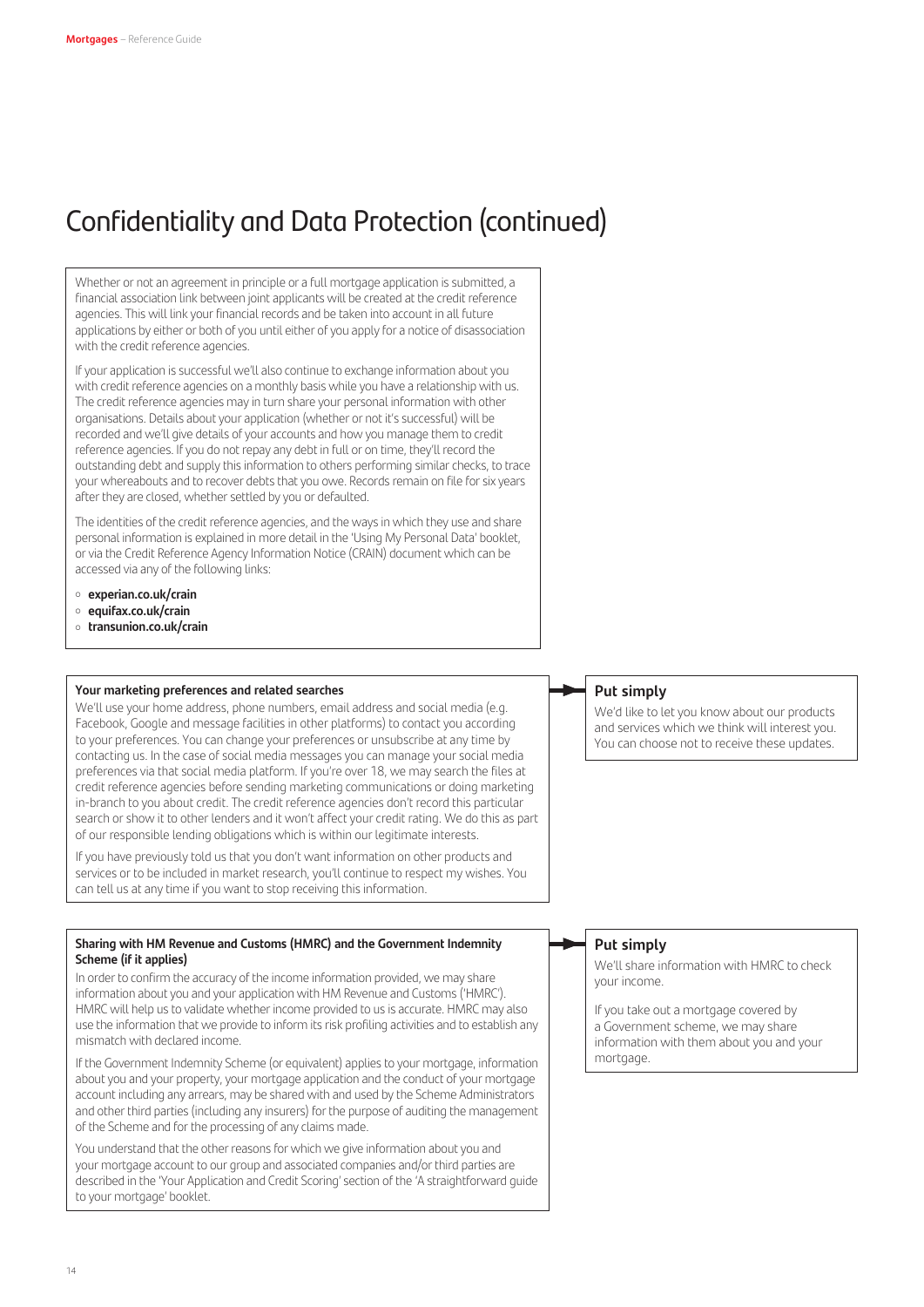# Confidentiality and Data Protection (continued)

Whether or not an agreement in principle or a full mortgage application is submitted, a financial association link between joint applicants will be created at the credit reference agencies. This will link your financial records and be taken into account in all future applications by either or both of you until either of you apply for a notice of disassociation with the credit reference agencies.

If your application is successful we'll also continue to exchange information about you with credit reference agencies on a monthly basis while you have a relationship with us. The credit reference agencies may in turn share your personal information with other organisations. Details about your application (whether or not it's successful) will be recorded and we'll give details of your accounts and how you manage them to credit reference agencies. If you do not repay any debt in full or on time, they'll record the outstanding debt and supply this information to others performing similar checks, to trace your whereabouts and to recover debts that you owe. Records remain on file for six years after they are closed, whether settled by you or defaulted.

The identities of the credit reference agencies, and the ways in which they use and share personal information is explained in more detail in the 'Using My Personal Data' booklet, or via the Credit Reference Agency Information Notice (CRAIN) document which can be accessed via any of the following links:

- **experian.co.uk/crain**
- **equifax.co.uk/crain**
- **transunion.co.uk/crain**

**Your marketing preferences and related searches**

We'll use your home address, phone numbers, email address and social media (e.g. Facebook, Google and message facilities in other platforms) to contact you according to your preferences. You can change your preferences or unsubscribe at any time by contacting us. In the case of social media messages you can manage your social media preferences via that social media platform. If you're over 18, we may search the files at credit reference agencies before sending marketing communications or doing marketing in-branch to you about credit. The credit reference agencies don't record this particular search or show it to other lenders and it won't affect your credit rating. We do this as part of our responsible lending obligations which is within our legitimate interests.

If you have previously told us that you don't want information on other products and services or to be included in market research, you'll continue to respect my wishes. You can tell us at any time if you want to stop receiving this information.

**Put simply**

We'd like to let you know about our products and services which we think will interest you. You can choose not to receive these updates.

**Sharing with HM Revenue and Customs (HMRC) and the Government Indemnity Scheme (if it applies)**

In order to confirm the accuracy of the income information provided, we may share information about you and your application with HM Revenue and Customs ('HMRC'). HMRC will help us to validate whether income provided to us is accurate. HMRC may also use the information that we provide to inform its risk profiling activities and to establish any mismatch with declared income.

If the Government Indemnity Scheme (or equivalent) applies to your mortgage, information about you and your property, your mortgage application and the conduct of your mortgage account including any arrears, may be shared with and used by the Scheme Administrators and other third parties (including any insurers) for the purpose of auditing the management of the Scheme and for the processing of any claims made.

You understand that the other reasons for which we give information about you and your mortgage account to our group and associated companies and/or third parties are described in the 'Your Application and Credit Scoring' section of the 'A straightforward guide to your mortgage' booklet.

**Put simply**

We'll share information with HMRC to check your income.

If you take out a mortgage covered by a Government scheme, we may share information with them about you and your mortgage.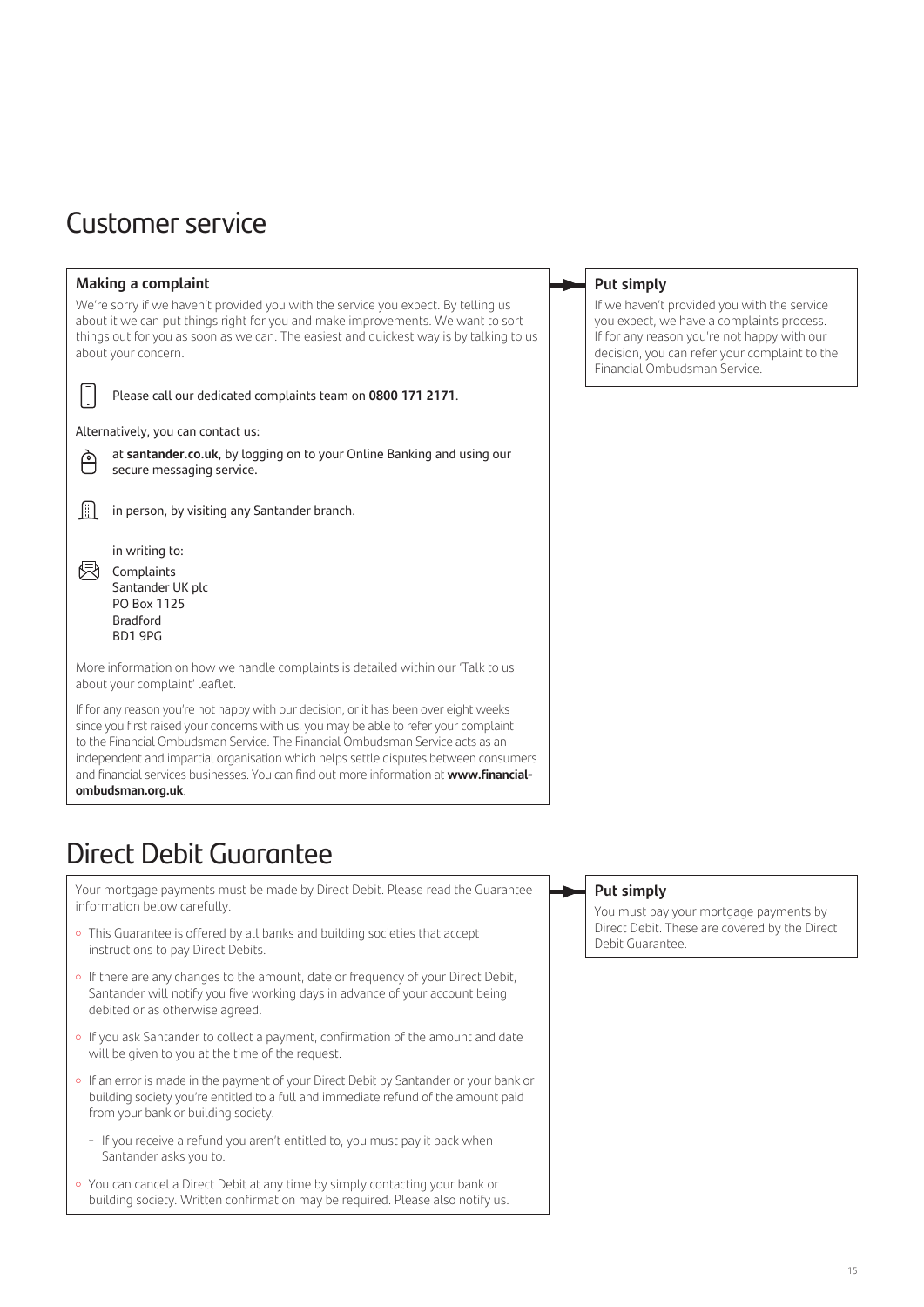# Customer service

### Making a complaint

We're sorry if we haven't provided you with the service you expect. By telling us about it we can put things right for you and make improvements. We want to sort things out for you as soon as we can. The easiest and quickest way is by talking to us about your concern.

Please call our dedicated complaints team on **0800 171 2171**.

Alternatively, you can contact us:

at **santander.co.uk**, by logging on to your Online Banking and using our secure messaging service.

in person, by visiting any Santander branch.

in writing to:

Complaints
Santander UK plc
PO Box 1125
Bradford
BD1 9PG

More information on how we handle complaints is detailed within our 'Talk to us about your complaint' leaflet.

If for any reason you're not happy with our decision, or it has been over eight weeks since you first raised your concerns with us, you may be able to refer your complaint to the Financial Ombudsman Service. The Financial Ombudsman Service acts as an independent and impartial organisation which helps settle disputes between consumers and financial services businesses. You can find out more information at **www.financial-ombudsman.org.uk**.

**Put simply**

If we haven't provided you with the service you expect, we have a complaints process. If for any reason you're not happy with our decision, you can refer your complaint to the Financial Ombudsman Service.

# Direct Debit Guarantee

Your mortgage payments must be made by Direct Debit. Please read the Guarantee information below carefully.

- This Guarantee is offered by all banks and building societies that accept instructions to pay Direct Debits.
- If there are any changes to the amount, date or frequency of your Direct Debit, Santander will notify you five working days in advance of your account being debited or as otherwise agreed.
- If you ask Santander to collect a payment, confirmation of the amount and date will be given to you at the time of the request.
- If an error is made in the payment of your Direct Debit by Santander or your bank or building society you're entitled to a full and immediate refund of the amount paid from your bank or building society.
  - If you receive a refund you aren't entitled to, you must pay it back when Santander asks you to.
- You can cancel a Direct Debit at any time by simply contacting your bank or building society. Written confirmation may be required. Please also notify us.

**Put simply**

You must pay your mortgage payments by Direct Debit. These are covered by the Direct Debit Guarantee.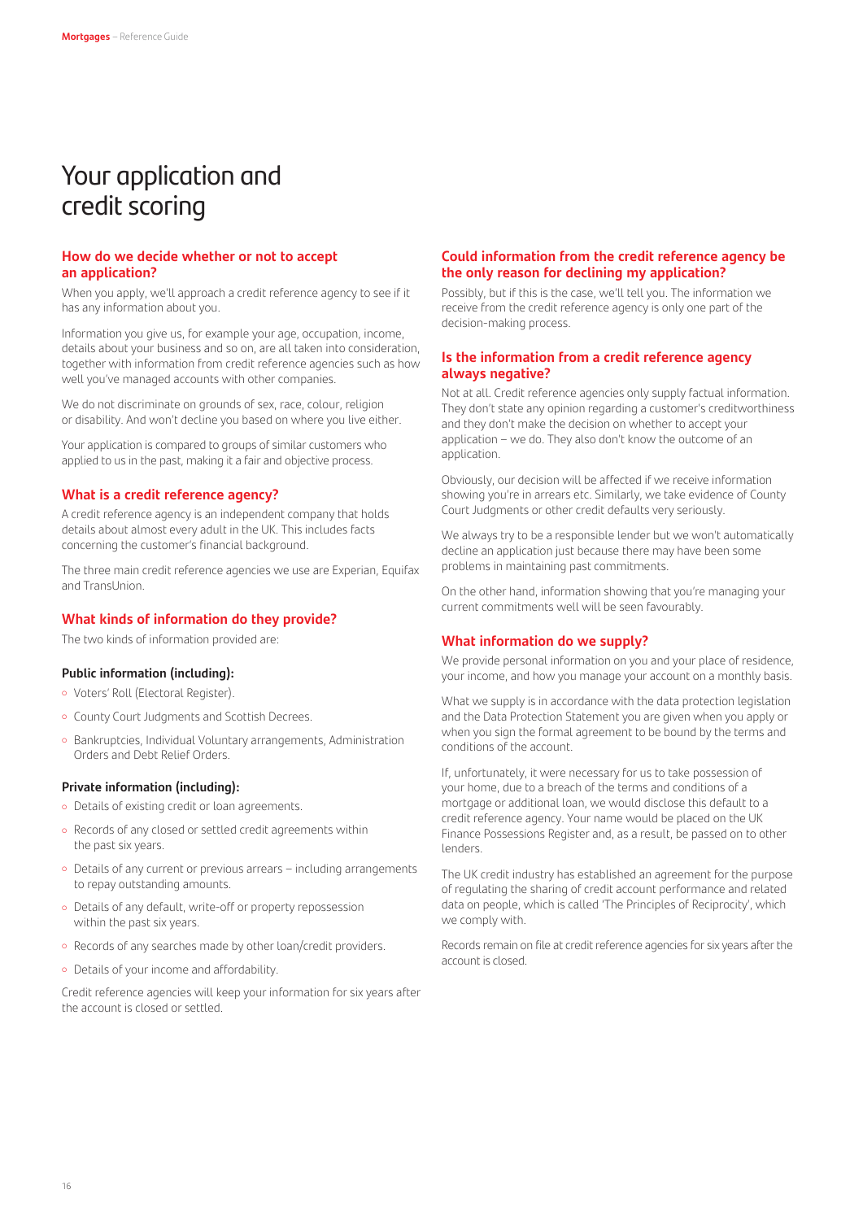# Your application and credit scoring

### How do we decide whether or not to accept an application?

When you apply, we'll approach a credit reference agency to see if it has any information about you.

Information you give us, for example your age, occupation, income, details about your business and so on, are all taken into consideration, together with information from credit reference agencies such as how well you've managed accounts with other companies.

We do not discriminate on grounds of sex, race, colour, religion or disability. And won't decline you based on where you live either.

Your application is compared to groups of similar customers who applied to us in the past, making it a fair and objective process.

### What is a credit reference agency?

A credit reference agency is an independent company that holds details about almost every adult in the UK. This includes facts concerning the customer's financial background.

The three main credit reference agencies we use are Experian, Equifax and TransUnion.

### What kinds of information do they provide?

The two kinds of information provided are:

**Public information (including):**

- Voters' Roll (Electoral Register).
- County Court Judgments and Scottish Decrees.
- Bankruptcies, Individual Voluntary arrangements, Administration Orders and Debt Relief Orders.

**Private information (including):**

- Details of existing credit or loan agreements.
- Records of any closed or settled credit agreements within the past six years.
- Details of any current or previous arrears – including arrangements to repay outstanding amounts.
- Details of any default, write-off or property repossession within the past six years.
- Records of any searches made by other loan/credit providers.
- Details of your income and affordability.

Credit reference agencies will keep your information for six years after the account is closed or settled.

### Could information from the credit reference agency be the only reason for declining my application?

Possibly, but if this is the case, we'll tell you. The information we receive from the credit reference agency is only one part of the decision-making process.

### Is the information from a credit reference agency always negative?

Not at all. Credit reference agencies only supply factual information. They don't state any opinion regarding a customer's creditworthiness and they don't make the decision on whether to accept your application – we do. They also don't know the outcome of an application.

Obviously, our decision will be affected if we receive information showing you're in arrears etc. Similarly, we take evidence of County Court Judgments or other credit defaults very seriously.

We always try to be a responsible lender but we won't automatically decline an application just because there may have been some problems in maintaining past commitments.

On the other hand, information showing that you're managing your current commitments well will be seen favourably.

### What information do we supply?

We provide personal information on you and your place of residence, your income, and how you manage your account on a monthly basis.

What we supply is in accordance with the data protection legislation and the Data Protection Statement you are given when you apply or when you sign the formal agreement to be bound by the terms and conditions of the account.

If, unfortunately, it were necessary for us to take possession of your home, due to a breach of the terms and conditions of a mortgage or additional loan, we would disclose this default to a credit reference agency. Your name would be placed on the UK Finance Possessions Register and, as a result, be passed on to other lenders.

The UK credit industry has established an agreement for the purpose of regulating the sharing of credit account performance and related data on people, which is called 'The Principles of Reciprocity', which we comply with.

Records remain on file at credit reference agencies for six years after the account is closed.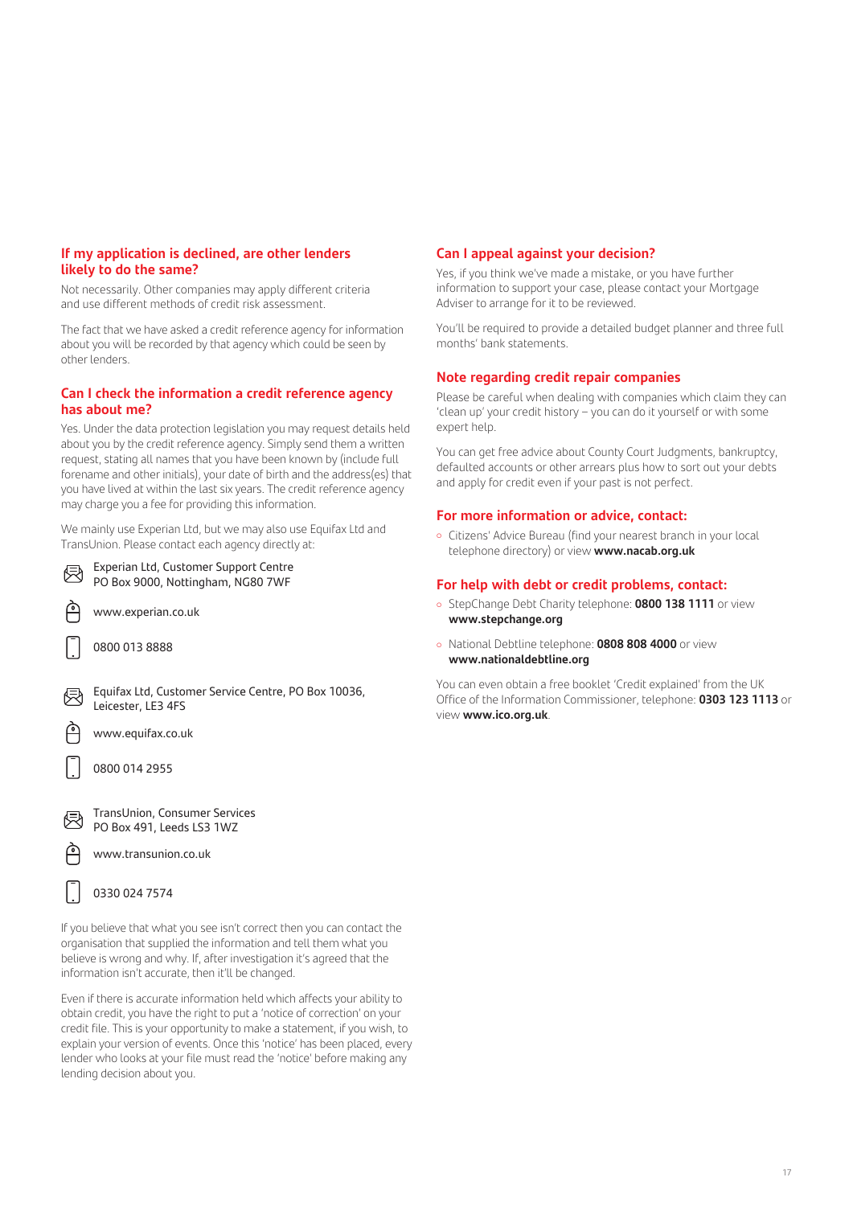## If my application is declined, are other lenders likely to do the same?

Not necessarily. Other companies may apply different criteria and use different methods of credit risk assessment.

The fact that we have asked a credit reference agency for information about you will be recorded by that agency which could be seen by other lenders.

## Can I check the information a credit reference agency has about me?

Yes. Under the data protection legislation you may request details held about you by the credit reference agency. Simply send them a written request, stating all names that you have been known by (include full forename and other initials), your date of birth and the address(es) that you have lived at within the last six years. The credit reference agency may charge you a fee for providing this information.

We mainly use Experian Ltd, but we may also use Equifax Ltd and TransUnion. Please contact each agency directly at:

Experian Ltd, Customer Support Centre
PO Box 9000, Nottingham, NG80 7WF

www.experian.co.uk

0800 013 8888

Equifax Ltd, Customer Service Centre, PO Box 10036, Leicester, LE3 4FS

www.equifax.co.uk

0800 014 2955

TransUnion, Consumer Services
PO Box 491, Leeds LS3 1WZ

www.transunion.co.uk

0330 024 7574

If you believe that what you see isn't correct then you can contact the organisation that supplied the information and tell them what you believe is wrong and why. If, after investigation it's agreed that the information isn't accurate, then it'll be changed.

Even if there is accurate information held which affects your ability to obtain credit, you have the right to put a 'notice of correction' on your credit file. This is your opportunity to make a statement, if you wish, to explain your version of events. Once this 'notice' has been placed, every lender who looks at your file must read the 'notice' before making any lending decision about you.

## Can I appeal against your decision?

Yes, if you think we've made a mistake, or you have further information to support your case, please contact your Mortgage Adviser to arrange for it to be reviewed.

You'll be required to provide a detailed budget planner and three full months' bank statements.

## Note regarding credit repair companies

Please be careful when dealing with companies which claim they can 'clean up' your credit history – you can do it yourself or with some expert help.

You can get free advice about County Court Judgments, bankruptcy, defaulted accounts or other arrears plus how to sort out your debts and apply for credit even if your past is not perfect.

## For more information or advice, contact:

- Citizens' Advice Bureau (find your nearest branch in your local telephone directory) or view **www.nacab.org.uk**

## For help with debt or credit problems, contact:

- StepChange Debt Charity telephone: **0800 138 1111** or view **www.stepchange.org**
- National Debtline telephone: **0808 808 4000** or view **www.nationaldebtline.org**

You can even obtain a free booklet 'Credit explained' from the UK Office of the Information Commissioner, telephone: **0303 123 1113** or view **www.ico.org.uk**.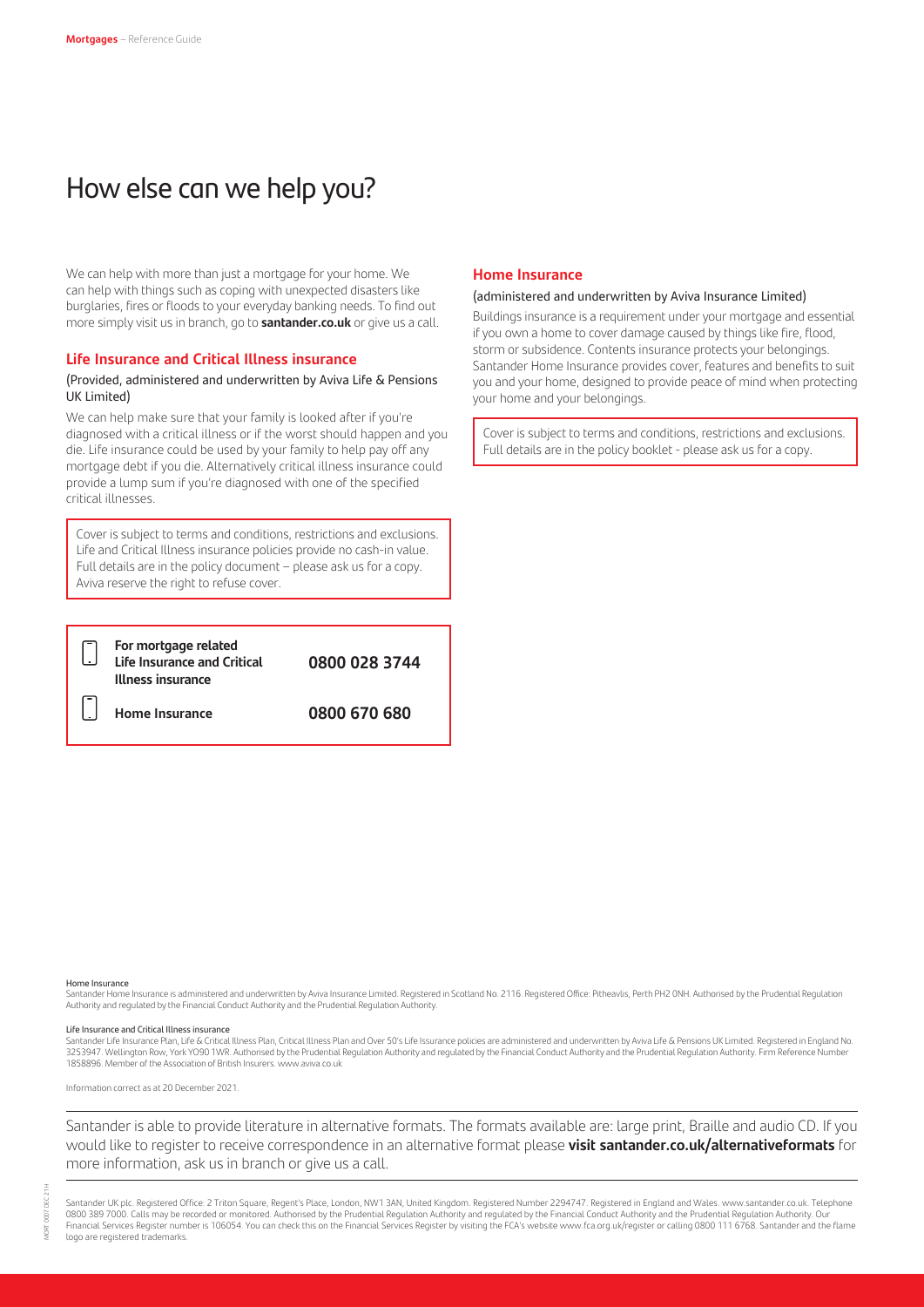# How else can we help you?

We can help with more than just a mortgage for your home. We can help with things such as coping with unexpected disasters like burglaries, fires or floods to your everyday banking needs. To find out more simply visit us in branch, go to **santander.co.uk** or give us a call.

## Life Insurance and Critical Illness insurance

(Provided, administered and underwritten by Aviva Life & Pensions UK Limited)

We can help make sure that your family is looked after if you're diagnosed with a critical illness or if the worst should happen and you die. Life insurance could be used by your family to help pay off any mortgage debt if you die. Alternatively critical illness insurance could provide a lump sum if you're diagnosed with one of the specified critical illnesses.

Cover is subject to terms and conditions, restrictions and exclusions. Life and Critical Illness insurance policies provide no cash-in value. Full details are in the policy document – please ask us for a copy. Aviva reserve the right to refuse cover.

| | |
|---|---|
| **For mortgage related Life Insurance and Critical Illness insurance** | **0800 028 3744** |
| **Home Insurance** | **0800 670 680** |

## Home Insurance

(administered and underwritten by Aviva Insurance Limited)

Buildings insurance is a requirement under your mortgage and essential if you own a home to cover damage caused by things like fire, flood, storm or subsidence. Contents insurance protects your belongings. Santander Home Insurance provides cover, features and benefits to suit you and your home, designed to provide peace of mind when protecting your home and your belongings.

Cover is subject to terms and conditions, restrictions and exclusions. Full details are in the policy booklet - please ask us for a copy.

Home Insurance
Santander Home Insurance is administered and underwritten by Aviva Insurance Limited. Registered in Scotland No. 2116. Registered Office: Pitheavlis, Perth PH2 0NH. Authorised by the Prudential Regulation Authority and regulated by the Financial Conduct Authority and the Prudential Regulation Authority.

Life Insurance and Critical Illness insurance
Santander Life Insurance Plan, Life & Critical Illness Plan, Critical Illness Plan and Over 50's Life Issurance policies are administered and underwritten by Aviva Life & Pensions UK Limited. Registered in England No. 3253947. Wellington Row, York YO90 1WR. Authorised by the Prudential Regulation Authority and regulated by the Financial Conduct Authority and the Prudential Regulation Authority. Firm Reference Number 1858896. Member of the Association of British Insurers. www.aviva.co.uk

Information correct as at 20 December 2021.

Santander is able to provide literature in alternative formats. The formats available are: large print, Braille and audio CD. If you would like to register to receive correspondence in an alternative format please **visit santander.co.uk/alternativeformats** for more information, ask us in branch or give us a call.

Santander UK plc. Registered Office: 2 Triton Square, Regent's Place, London, NW1 3AN, United Kingdom. Registered Number 2294747. Registered in England and Wales. www.santander.co.uk. Telephone 0800 389 7000. Calls may be recorded or monitored. Authorised by the Prudential Regulation Authority and regulated by the Financial Conduct Authority and the Prudential Regulation Authority. Our Financial Services Register number is 106054. You can check this on the Financial Services Register by visiting the FCA's website www.fca.org.uk/register or calling 0800 111 6768. Santander and the flame logo are registered trademarks.

MORT 0007 DEC 21 H